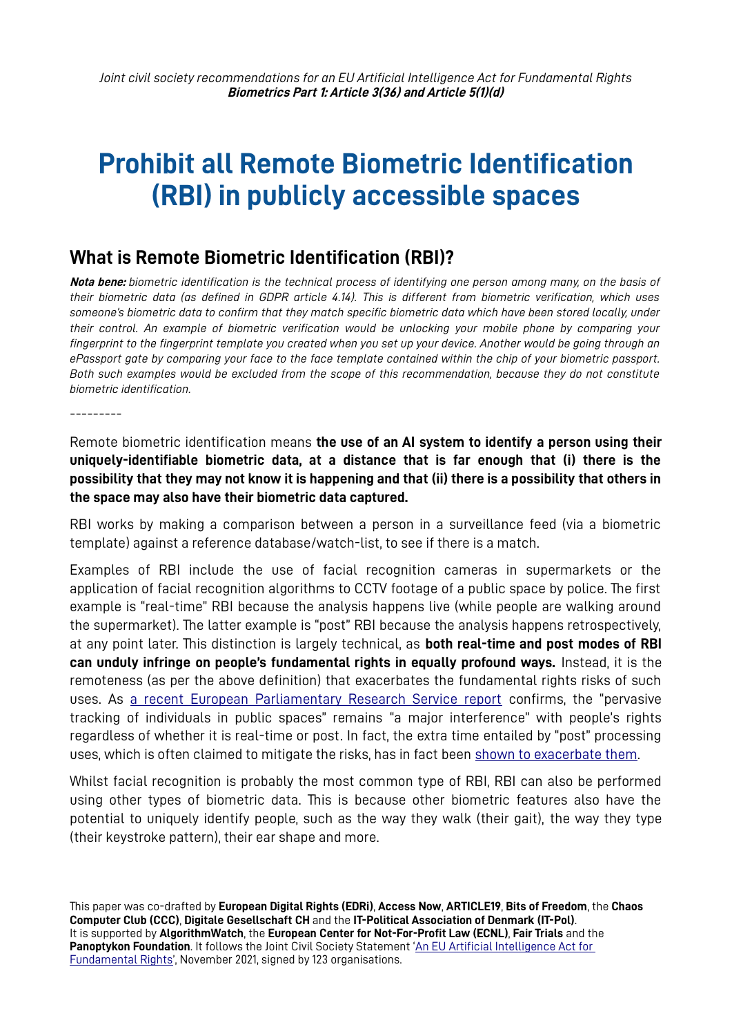*Joint civil society recommendations for an EU Artificial Intelligence Act for Fundamental Rights*
***Biometrics Part 1: Article 3(36) and Article 5(1)(d)***

# Prohibit all Remote Biometric Identification (RBI) in publicly accessible spaces

## What is Remote Biometric Identification (RBI)?

***Nota bene:*** *biometric identification is the technical process of identifying one person among many, on the basis of their biometric data (as defined in GDPR article 4.14). This is different from biometric verification, which uses someone's biometric data to confirm that they match specific biometric data which have been stored locally, under their control. An example of biometric verification would be unlocking your mobile phone by comparing your fingerprint to the fingerprint template you created when you set up your device. Another would be going through an ePassport gate by comparing your face to the face template contained within the chip of your biometric passport. Both such examples would be excluded from the scope of this recommendation, because they do not constitute biometric identification.*

---------

Remote biometric identification means **the use of an AI system to identify a person using their uniquely-identifiable biometric data, at a distance that is far enough that (i) there is the possibility that they may not know it is happening and that (ii) there is a possibility that others in the space may also have their biometric data captured.**

RBI works by making a comparison between a person in a surveillance feed (via a biometric template) against a reference database/watch-list, to see if there is a match.

Examples of RBI include the use of facial recognition cameras in supermarkets or the application of facial recognition algorithms to CCTV footage of a public space by police. The first example is "real-time" RBI because the analysis happens live (while people are walking around the supermarket). The latter example is "post" RBI because the analysis happens retrospectively, at any point later. This distinction is largely technical, as **both real-time and post modes of RBI can unduly infringe on people's fundamental rights in equally profound ways.** Instead, it is the remoteness (as per the above definition) that exacerbates the fundamental rights risks of such uses. As a recent European Parliamentary Research Service report confirms, the "pervasive tracking of individuals in public spaces" remains "a major interference" with people's rights regardless of whether it is real-time or post. In fact, the extra time entailed by "post" processing uses, which is often claimed to mitigate the risks, has in fact been shown to exacerbate them.

Whilst facial recognition is probably the most common type of RBI, RBI can also be performed using other types of biometric data. This is because other biometric features also have the potential to uniquely identify people, such as the way they walk (their gait), the way they type (their keystroke pattern), their ear shape and more.

This paper was co-drafted by **European Digital Rights (EDRi)**, **Access Now**, **ARTICLE19**, **Bits of Freedom**, the **Chaos Computer Club (CCC)**, **Digitale Gesellschaft CH** and the **IT-Political Association of Denmark (IT-Pol)**. It is supported by **AlgorithmWatch**, the **European Center for Not-For-Profit Law (ECNL)**, **Fair Trials** and the **Panoptykon Foundation**. It follows the Joint Civil Society Statement 'An EU Artificial Intelligence Act for Fundamental Rights', November 2021, signed by 123 organisations.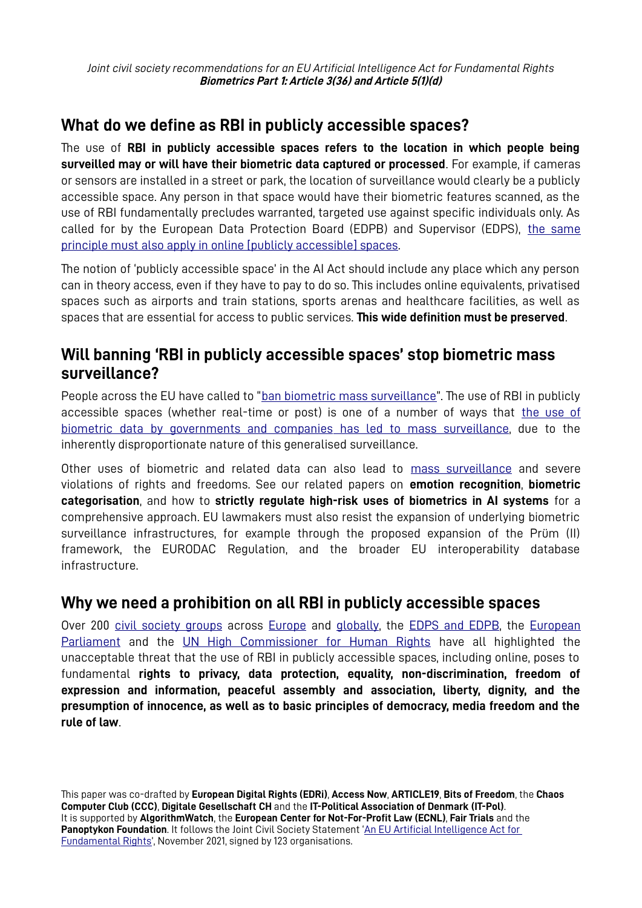## What do we define as RBI in publicly accessible spaces?

The use of **RBI in publicly accessible spaces refers to the location in which people being surveilled may or will have their biometric data captured or processed**. For example, if cameras or sensors are installed in a street or park, the location of surveillance would clearly be a publicly accessible space. Any person in that space would have their biometric features scanned, as the use of RBI fundamentally precludes warranted, targeted use against specific individuals only. As called for by the European Data Protection Board (EDPB) and Supervisor (EDPS), the same principle must also apply in online [publicly accessible] spaces.

The notion of 'publicly accessible space' in the AI Act should include any place which any person can in theory access, even if they have to pay to do so. This includes online equivalents, privatised spaces such as airports and train stations, sports arenas and healthcare facilities, as well as spaces that are essential for access to public services. **This wide definition must be preserved**.

## Will banning 'RBI in publicly accessible spaces' stop biometric mass surveillance?

People across the EU have called to "ban biometric mass surveillance". The use of RBI in publicly accessible spaces (whether real-time or post) is one of a number of ways that the use of biometric data by governments and companies has led to mass surveillance, due to the inherently disproportionate nature of this generalised surveillance.

Other uses of biometric and related data can also lead to mass surveillance and severe violations of rights and freedoms. See our related papers on **emotion recognition**, **biometric categorisation**, and how to **strictly regulate high-risk uses of biometrics in AI systems** for a comprehensive approach. EU lawmakers must also resist the expansion of underlying biometric surveillance infrastructures, for example through the proposed expansion of the Prüm (II) framework, the EURODAC Regulation, and the broader EU interoperability database infrastructure.

## Why we need a prohibition on all RBI in publicly accessible spaces

Over 200 civil society groups across Europe and globally, the EDPS and EDPB, the European Parliament and the UN High Commissioner for Human Rights have all highlighted the unacceptable threat that the use of RBI in publicly accessible spaces, including online, poses to fundamental **rights to privacy, data protection, equality, non-discrimination, freedom of expression and information, peaceful assembly and association, liberty, dignity, and the presumption of innocence, as well as to basic principles of democracy, media freedom and the rule of law**.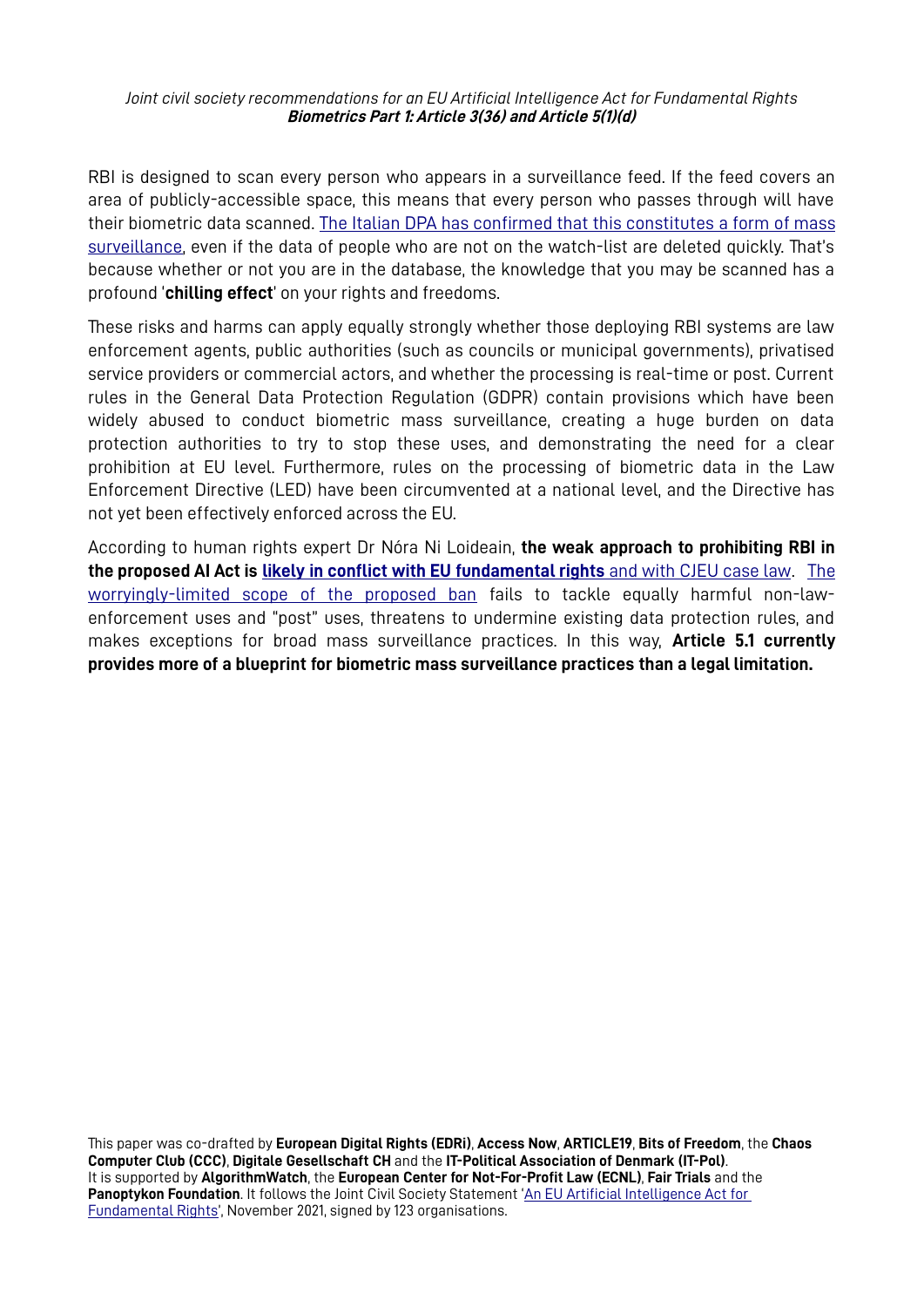RBI is designed to scan every person who appears in a surveillance feed. If the feed covers an area of publicly-accessible space, this means that every person who passes through will have their biometric data scanned. The Italian DPA has confirmed that this constitutes a form of mass surveillance, even if the data of people who are not on the watch-list are deleted quickly. That's because whether or not you are in the database, the knowledge that you may be scanned has a profound '**chilling effect**' on your rights and freedoms.

These risks and harms can apply equally strongly whether those deploying RBI systems are law enforcement agents, public authorities (such as councils or municipal governments), privatised service providers or commercial actors, and whether the processing is real-time or post. Current rules in the General Data Protection Regulation (GDPR) contain provisions which have been widely abused to conduct biometric mass surveillance, creating a huge burden on data protection authorities to try to stop these uses, and demonstrating the need for a clear prohibition at EU level. Furthermore, rules on the processing of biometric data in the Law Enforcement Directive (LED) have been circumvented at a national level, and the Directive has not yet been effectively enforced across the EU.

According to human rights expert Dr Nóra Ni Loideain, **the weak approach to prohibiting RBI in the proposed AI Act is likely in conflict with EU fundamental rights** and with CJEU case law. The worryingly-limited scope of the proposed ban fails to tackle equally harmful non-law-enforcement uses and "post" uses, threatens to undermine existing data protection rules, and makes exceptions for broad mass surveillance practices. In this way, **Article 5.1 currently provides more of a blueprint for biometric mass surveillance practices than a legal limitation.**

This paper was co-drafted by **European Digital Rights (EDRi)**, **Access Now**, **ARTICLE19**, **Bits of Freedom**, the **Chaos Computer Club (CCC)**, **Digitale Gesellschaft CH** and the **IT-Political Association of Denmark (IT-Pol)**.
It is supported by **AlgorithmWatch**, the **European Center for Not-For-Profit Law (ECNL)**, **Fair Trials** and the **Panoptykon Foundation**. It follows the Joint Civil Society Statement 'An EU Artificial Intelligence Act for Fundamental Rights', November 2021, signed by 123 organisations.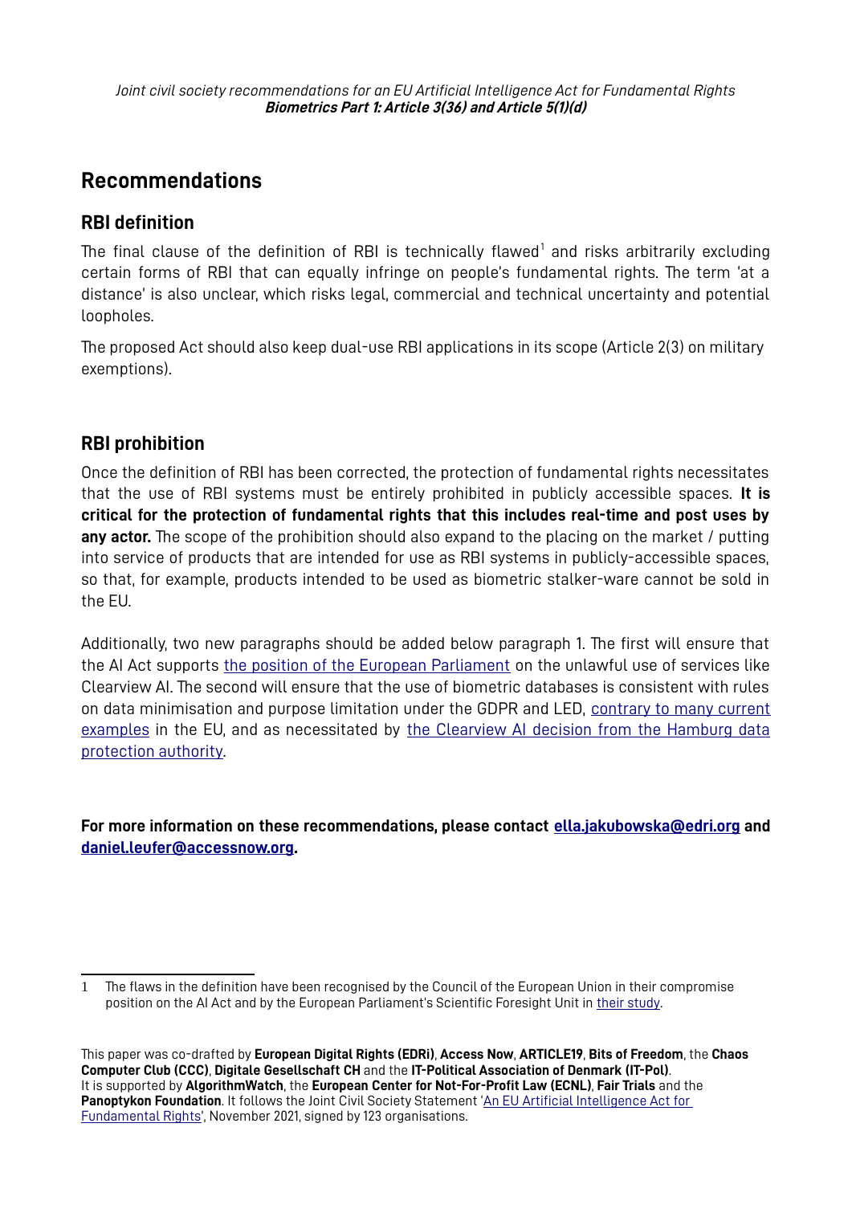*Joint civil society recommendations for an EU Artificial Intelligence Act for Fundamental Rights*
***Biometrics Part 1: Article 3(36) and Article 5(1)(d)***

## Recommendations

### RBI definition

The final clause of the definition of RBI is technically flawed[1] and risks arbitrarily excluding certain forms of RBI that can equally infringe on people's fundamental rights. The term 'at a distance' is also unclear, which risks legal, commercial and technical uncertainty and potential loopholes.

The proposed Act should also keep dual-use RBI applications in its scope (Article 2(3) on military exemptions).

### RBI prohibition

Once the definition of RBI has been corrected, the protection of fundamental rights necessitates that the use of RBI systems must be entirely prohibited in publicly accessible spaces. **It is critical for the protection of fundamental rights that this includes real-time and post uses by any actor.** The scope of the prohibition should also expand to the placing on the market / putting into service of products that are intended for use as RBI systems in publicly-accessible spaces, so that, for example, products intended to be used as biometric stalker-ware cannot be sold in the EU.

Additionally, two new paragraphs should be added below paragraph 1. The first will ensure that the AI Act supports the position of the European Parliament on the unlawful use of services like Clearview AI. The second will ensure that the use of biometric databases is consistent with rules on data minimisation and purpose limitation under the GDPR and LED, contrary to many current examples in the EU, and as necessitated by the Clearview AI decision from the Hamburg data protection authority.

**For more information on these recommendations, please contact ella.jakubowska@edri.org and daniel.leufer@accessnow.org.**

---

[1] The flaws in the definition have been recognised by the Council of the European Union in their compromise position on the AI Act and by the European Parliament's Scientific Foresight Unit in their study.

This paper was co-drafted by **European Digital Rights (EDRi)**, **Access Now**, **ARTICLE19**, **Bits of Freedom**, the **Chaos Computer Club (CCC)**, **Digitale Gesellschaft CH** and the **IT-Political Association of Denmark (IT-Pol)**. It is supported by **AlgorithmWatch**, the **European Center for Not-For-Profit Law (ECNL)**, **Fair Trials** and the **Panoptykon Foundation**. It follows the Joint Civil Society Statement 'An EU Artificial Intelligence Act for Fundamental Rights', November 2021, signed by 123 organisations.